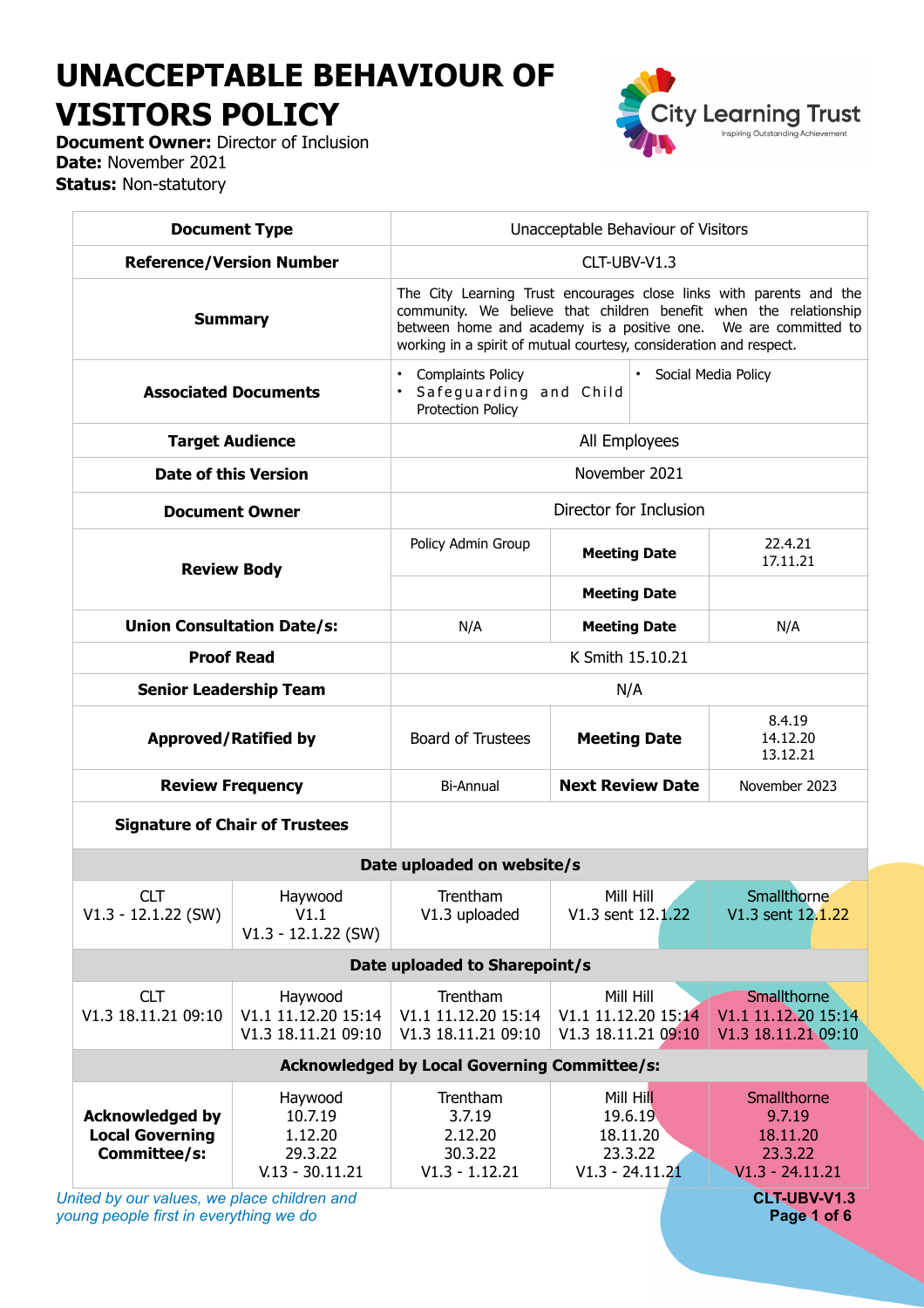# UNACCEPTABLE BEHAVIOUR OF VISITORS POLICY

**Document Owner:** Director of Inclusion
**Date:** November 2021
**Status:** Non-statutory

| **Document Type** | Unacceptable Behaviour of Visitors | | | |
|---|---|---|---|---|
| **Reference/Version Number** | CLT-UBV-V1.3 | | | |
| **Summary** | The City Learning Trust encourages close links with parents and the community. We believe that children benefit when the relationship between home and academy is a positive one. We are committed to working in a spirit of mutual courtesy, consideration and respect. | | | |
| **Associated Documents** | • Complaints Policy<br>• Safeguarding and Child Protection Policy | | • Social Media Policy | |
| **Target Audience** | All Employees | | | |
| **Date of this Version** | November 2021 | | | |
| **Document Owner** | Director for Inclusion | | | |
| **Review Body** | Policy Admin Group | **Meeting Date** | 22.4.21<br>17.11.21 | |
| | | **Meeting Date** | | |
| **Union Consultation Date/s:** | N/A | **Meeting Date** | N/A | |
| **Proof Read** | K Smith 15.10.21 | | | |
| **Senior Leadership Team** | N/A | | | |
| **Approved/Ratified by** | Board of Trustees | **Meeting Date** | 8.4.19<br>14.12.20<br>13.12.21 | |
| **Review Frequency** | Bi-Annual | **Next Review Date** | November 2023 | |
| **Signature of Chair of Trustees** | | | | |

| **Date uploaded on website/s** | | | | |
|---|---|---|---|---|
| CLT<br>V1.3 - 12.1.22 (SW) | Haywood<br>V1.1<br>V1.3 - 12.1.22 (SW) | Trentham<br>V1.3 uploaded | Mill Hill<br>V1.3 sent 12.1.22 | Smallthorne<br>V1.3 sent 12.1.22 |
| **Date uploaded to Sharepoint/s** | | | | |
| CLT<br>V1.3 18.11.21 09:10 | Haywood<br>V1.1 11.12.20 15:14<br>V1.3 18.11.21 09:10 | Trentham<br>V1.1 11.12.20 15:14<br>V1.3 18.11.21 09:10 | Mill Hill<br>V1.1 11.12.20 15:14<br>V1.3 18.11.21 09:10 | Smallthorne<br>V1.1 11.12.20 15:14<br>V1.3 18.11.21 09:10 |
| **Acknowledged by Local Governing Committee/s:** | | | | |
| **Acknowledged by Local Governing Committee/s:** | Haywood<br>10.7.19<br>1.12.20<br>29.3.22<br>V.13 - 30.11.21 | Trentham<br>3.7.19<br>2.12.20<br>30.3.22<br>V1.3 - 1.12.21 | Mill Hill<br>19.6.19<br>18.11.20<br>23.3.22<br>V1.3 - 24.11.21 | Smallthorne<br>9.7.19<br>18.11.20<br>23.3.22<br>V1.3 - 24.11.21 |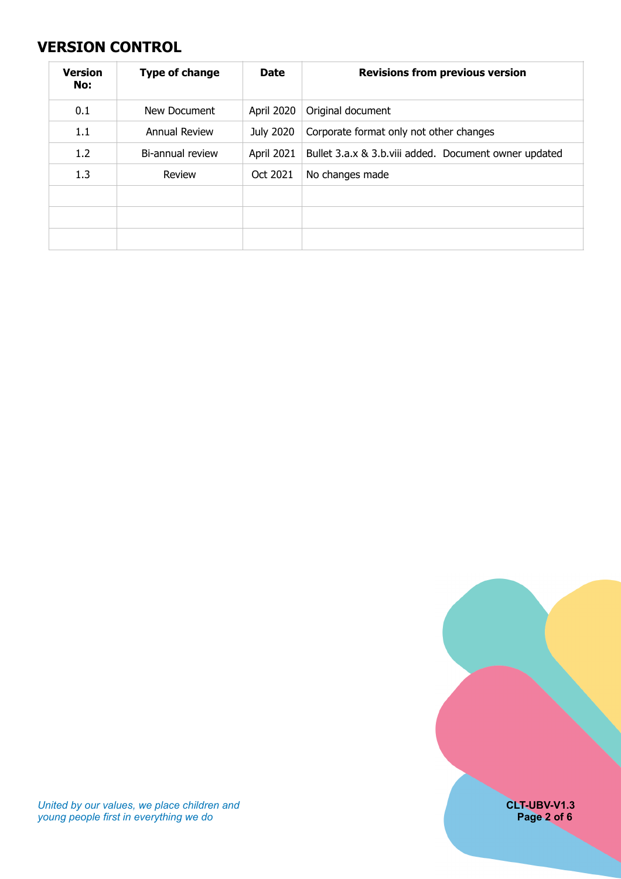## VERSION CONTROL

| Version No: | Type of change | Date | Revisions from previous version |
|---|---|---|---|
| 0.1 | New Document | April 2020 | Original document |
| 1.1 | Annual Review | July 2020 | Corporate format only not other changes |
| 1.2 | Bi-annual review | April 2021 | Bullet 3.a.x & 3.b.viii added. Document owner updated |
| 1.3 | Review | Oct 2021 | No changes made |
| | | | |
| | | | |
| | | | |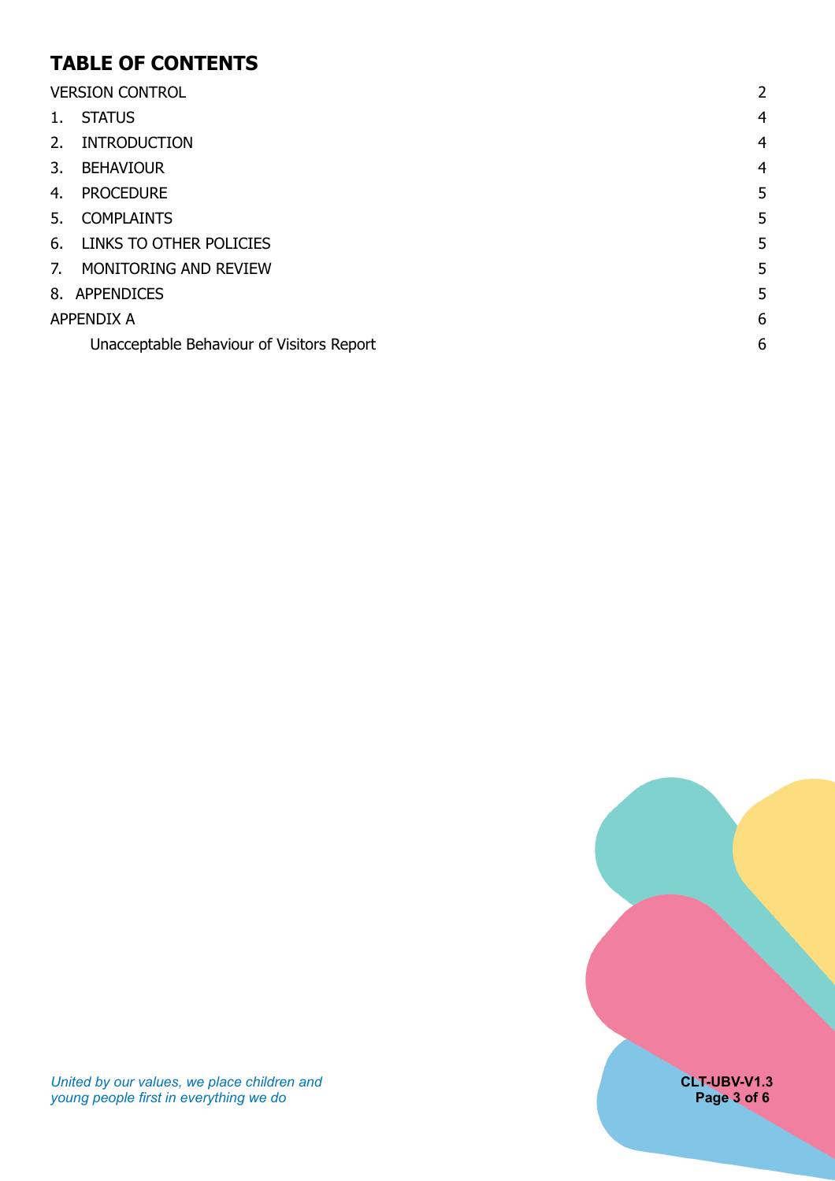# TABLE OF CONTENTS

| | |
|---|---|
| VERSION CONTROL | 2 |
| 1. STATUS | 4 |
| 2. INTRODUCTION | 4 |
| 3. BEHAVIOUR | 4 |
| 4. PROCEDURE | 5 |
| 5. COMPLAINTS | 5 |
| 6. LINKS TO OTHER POLICIES | 5 |
| 7. MONITORING AND REVIEW | 5 |
| 8. APPENDICES | 5 |
| APPENDIX A | 6 |
| Unacceptable Behaviour of Visitors Report | 6 |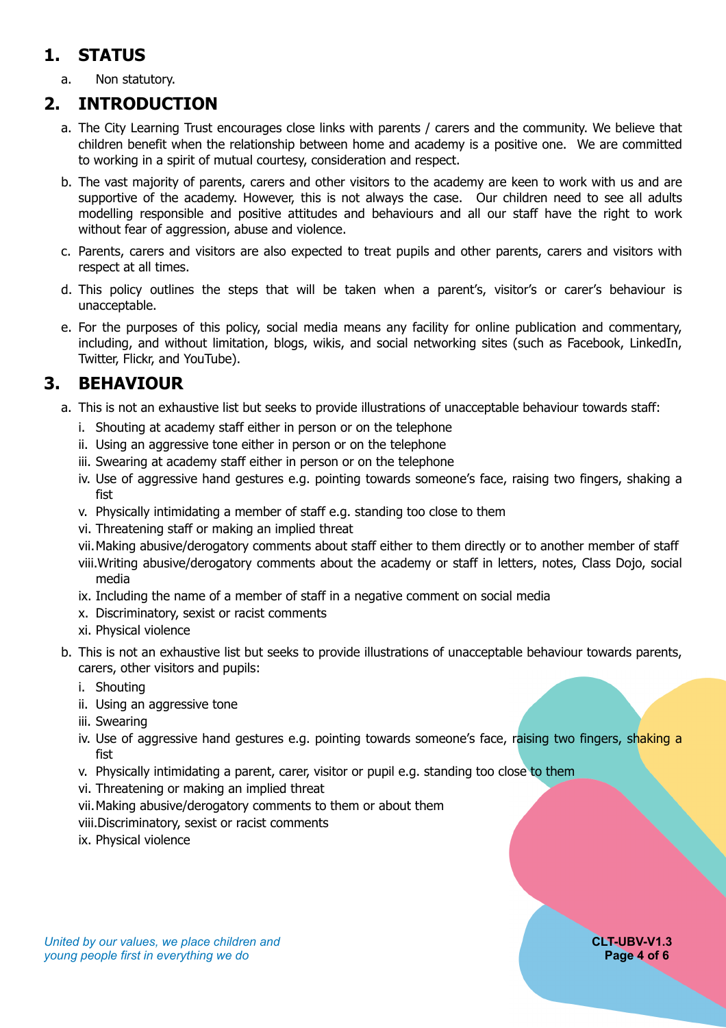## 1. STATUS

a. Non statutory.

## 2. INTRODUCTION

a. The City Learning Trust encourages close links with parents / carers and the community. We believe that children benefit when the relationship between home and academy is a positive one. We are committed to working in a spirit of mutual courtesy, consideration and respect.

b. The vast majority of parents, carers and other visitors to the academy are keen to work with us and are supportive of the academy. However, this is not always the case. Our children need to see all adults modelling responsible and positive attitudes and behaviours and all our staff have the right to work without fear of aggression, abuse and violence.

c. Parents, carers and visitors are also expected to treat pupils and other parents, carers and visitors with respect at all times.

d. This policy outlines the steps that will be taken when a parent's, visitor's or carer's behaviour is unacceptable.

e. For the purposes of this policy, social media means any facility for online publication and commentary, including, and without limitation, blogs, wikis, and social networking sites (such as Facebook, LinkedIn, Twitter, Flickr, and YouTube).

## 3. BEHAVIOUR

a. This is not an exhaustive list but seeks to provide illustrations of unacceptable behaviour towards staff:

   i. Shouting at academy staff either in person or on the telephone
   ii. Using an aggressive tone either in person or on the telephone
   iii. Swearing at academy staff either in person or on the telephone
   iv. Use of aggressive hand gestures e.g. pointing towards someone's face, raising two fingers, shaking a fist
   v. Physically intimidating a member of staff e.g. standing too close to them
   vi. Threatening staff or making an implied threat
   vii. Making abusive/derogatory comments about staff either to them directly or to another member of staff
   viii. Writing abusive/derogatory comments about the academy or staff in letters, notes, Class Dojo, social media
   ix. Including the name of a member of staff in a negative comment on social media
   x. Discriminatory, sexist or racist comments
   xi. Physical violence

b. This is not an exhaustive list but seeks to provide illustrations of unacceptable behaviour towards parents, carers, other visitors and pupils:

   i. Shouting
   ii. Using an aggressive tone
   iii. Swearing
   iv. Use of aggressive hand gestures e.g. pointing towards someone's face, raising two fingers, shaking a fist
   v. Physically intimidating a parent, carer, visitor or pupil e.g. standing too close to them
   vi. Threatening or making an implied threat
   vii. Making abusive/derogatory comments to them or about them
   viii. Discriminatory, sexist or racist comments
   ix. Physical violence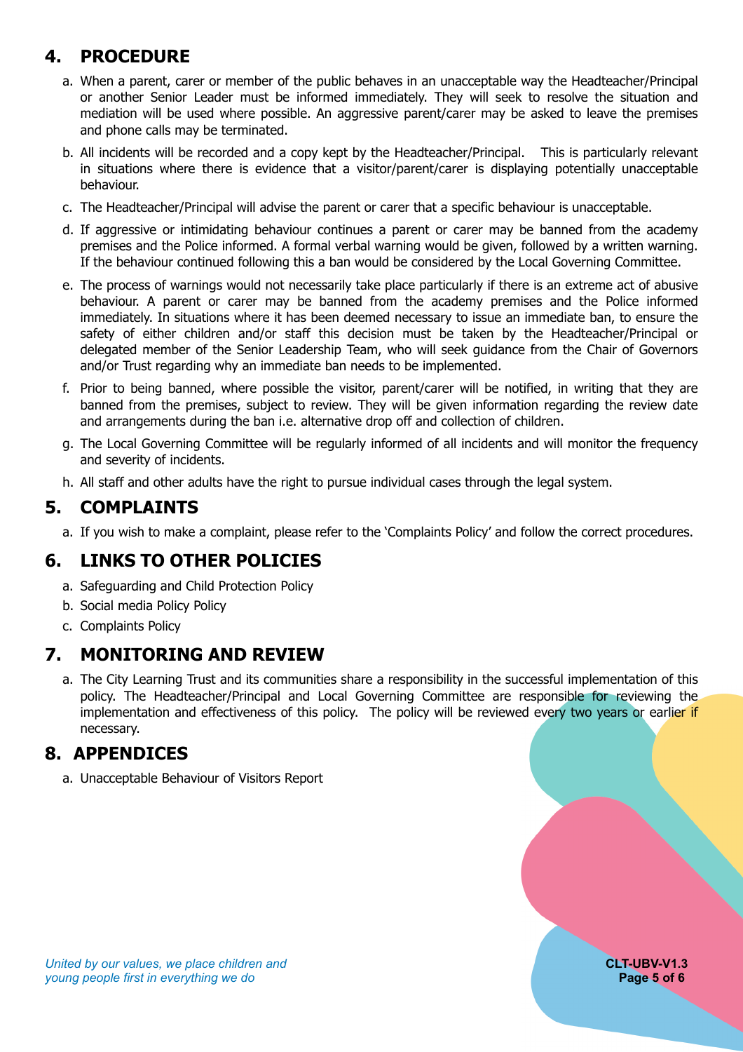## 4. PROCEDURE

a. When a parent, carer or member of the public behaves in an unacceptable way the Headteacher/Principal or another Senior Leader must be informed immediately. They will seek to resolve the situation and mediation will be used where possible. An aggressive parent/carer may be asked to leave the premises and phone calls may be terminated.

b. All incidents will be recorded and a copy kept by the Headteacher/Principal. This is particularly relevant in situations where there is evidence that a visitor/parent/carer is displaying potentially unacceptable behaviour.

c. The Headteacher/Principal will advise the parent or carer that a specific behaviour is unacceptable.

d. If aggressive or intimidating behaviour continues a parent or carer may be banned from the academy premises and the Police informed. A formal verbal warning would be given, followed by a written warning. If the behaviour continued following this a ban would be considered by the Local Governing Committee.

e. The process of warnings would not necessarily take place particularly if there is an extreme act of abusive behaviour. A parent or carer may be banned from the academy premises and the Police informed immediately. In situations where it has been deemed necessary to issue an immediate ban, to ensure the safety of either children and/or staff this decision must be taken by the Headteacher/Principal or delegated member of the Senior Leadership Team, who will seek guidance from the Chair of Governors and/or Trust regarding why an immediate ban needs to be implemented.

f. Prior to being banned, where possible the visitor, parent/carer will be notified, in writing that they are banned from the premises, subject to review. They will be given information regarding the review date and arrangements during the ban i.e. alternative drop off and collection of children.

g. The Local Governing Committee will be regularly informed of all incidents and will monitor the frequency and severity of incidents.

h. All staff and other adults have the right to pursue individual cases through the legal system.

## 5. COMPLAINTS

a. If you wish to make a complaint, please refer to the 'Complaints Policy' and follow the correct procedures.

## 6. LINKS TO OTHER POLICIES

a. Safeguarding and Child Protection Policy

b. Social media Policy Policy

c. Complaints Policy

## 7. MONITORING AND REVIEW

a. The City Learning Trust and its communities share a responsibility in the successful implementation of this policy. The Headteacher/Principal and Local Governing Committee are responsible for reviewing the implementation and effectiveness of this policy. The policy will be reviewed every two years or earlier if necessary.

## 8. APPENDICES

a. Unacceptable Behaviour of Visitors Report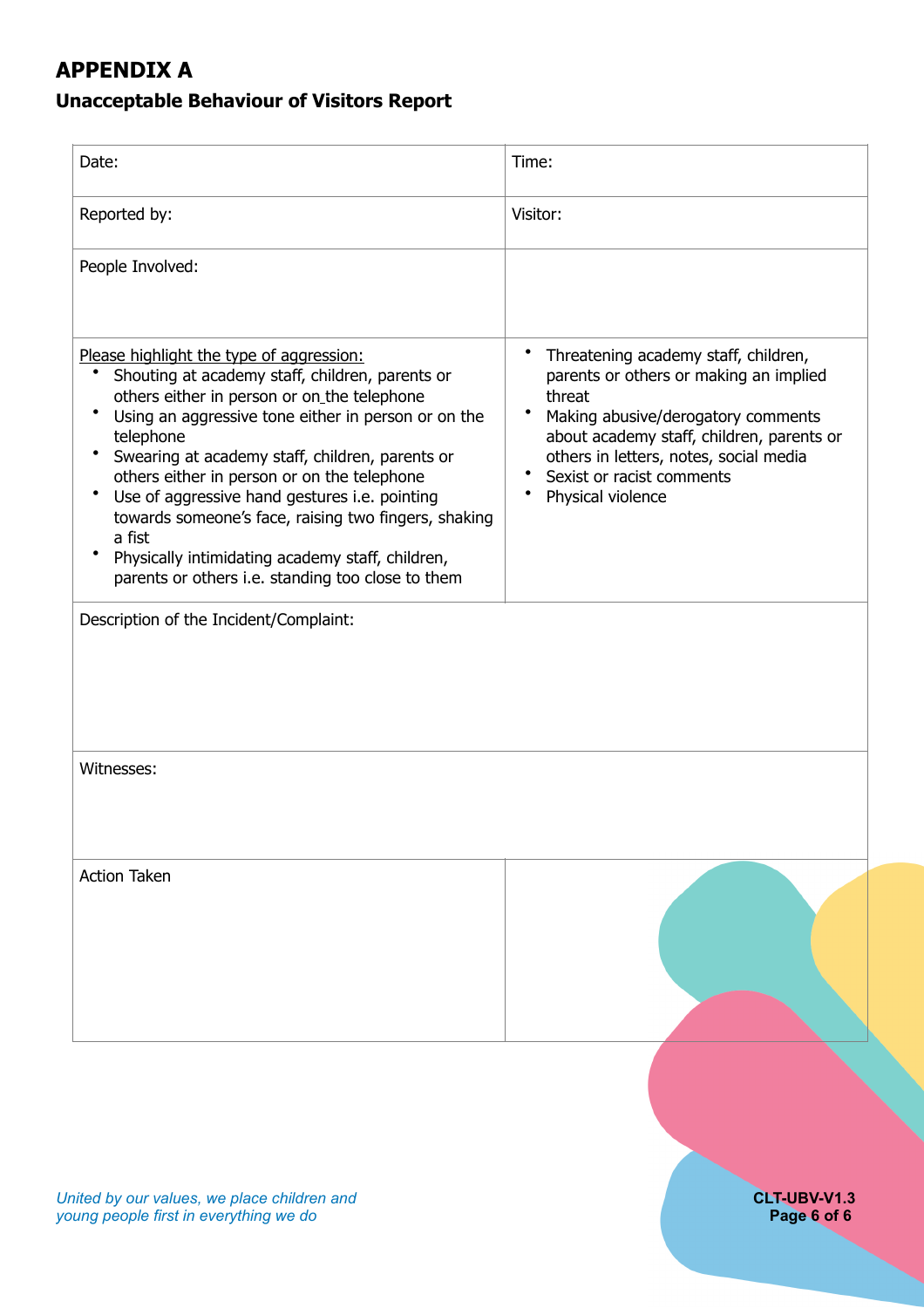# APPENDIX A

## Unacceptable Behaviour of Visitors Report

| | |
|---|---|
| Date: | Time: |
| Reported by: | Visitor: |
| People Involved: | |
| Please highlight the type of aggression:<br>• Shouting at academy staff, children, parents or others either in person or on the telephone<br>• Using an aggressive tone either in person or on the telephone<br>• Swearing at academy staff, children, parents or others either in person or on the telephone<br>• Use of aggressive hand gestures i.e. pointing towards someone's face, raising two fingers, shaking a fist<br>• Physically intimidating academy staff, children, parents or others i.e. standing too close to them | • Threatening academy staff, children, parents or others or making an implied threat<br>• Making abusive/derogatory comments about academy staff, children, parents or others in letters, notes, social media<br>• Sexist or racist comments<br>• Physical violence |
| Description of the Incident/Complaint: | |
| Witnesses: | |
| Action Taken | |

*United by our values, we place children and young people first in everything we do*

**CLT-UBV-V1.3**